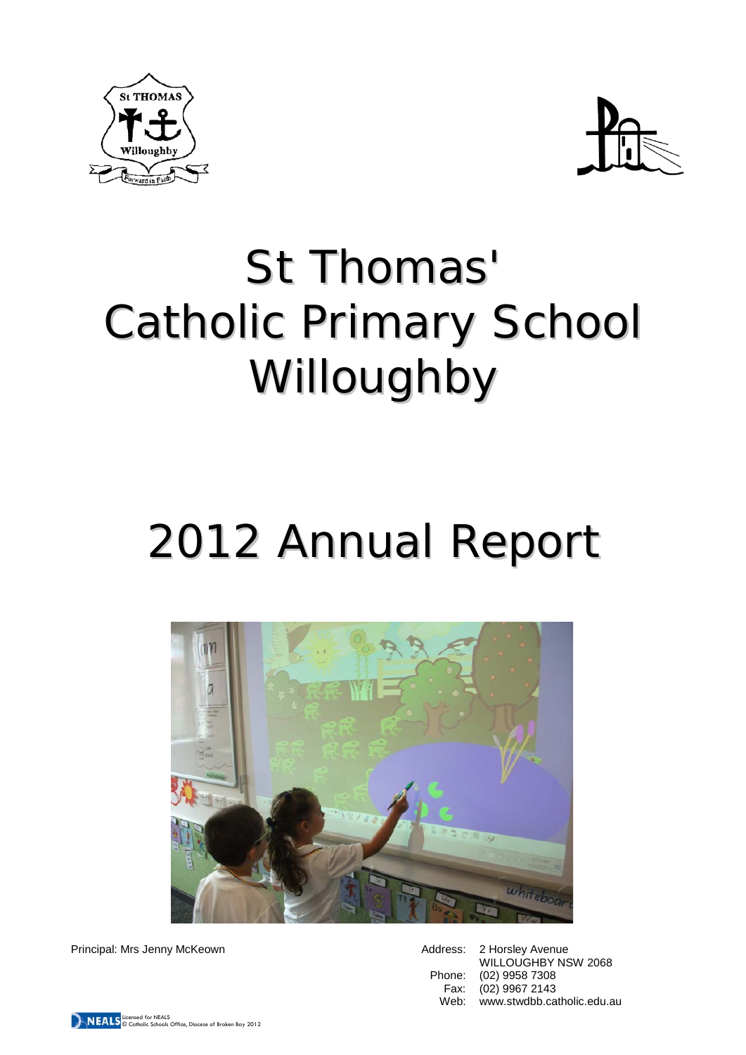# St Thomas' Catholic Primary School Willoughby

# 2012 Annual Report

Principal: Mrs Jenny McKeown

Address: 2 Horsley Avenue
WILLOUGHBY NSW 2068
Phone: (02) 9958 7308
Fax: (02) 9967 2143
Web: www.stwdbb.catholic.edu.au

Licensed for NEALS
© Catholic Schools Office, Diocese of Broken Bay 2012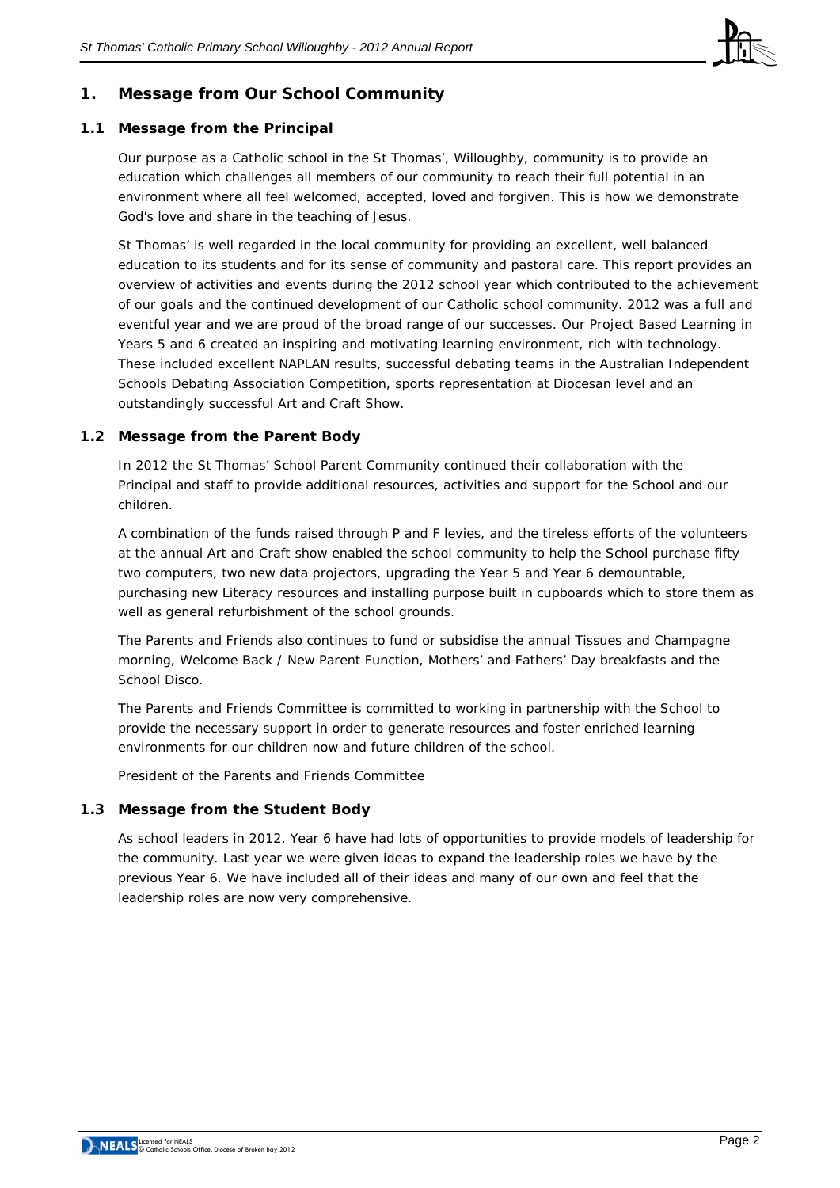# 1. Message from Our School Community

## 1.1 Message from the Principal

Our purpose as a Catholic school in the St Thomas', Willoughby, community is to provide an education which challenges all members of our community to reach their full potential in an environment where all feel welcomed, accepted, loved and forgiven. This is how we demonstrate God's love and share in the teaching of Jesus.

St Thomas' is well regarded in the local community for providing an excellent, well balanced education to its students and for its sense of community and pastoral care. This report provides an overview of activities and events during the 2012 school year which contributed to the achievement of our goals and the continued development of our Catholic school community. 2012 was a full and eventful year and we are proud of the broad range of our successes. Our Project Based Learning in Years 5 and 6 created an inspiring and motivating learning environment, rich with technology. These included excellent NAPLAN results, successful debating teams in the Australian Independent Schools Debating Association Competition, sports representation at Diocesan level and an outstandingly successful Art and Craft Show.

## 1.2 Message from the Parent Body

In 2012 the St Thomas' School Parent Community continued their collaboration with the Principal and staff to provide additional resources, activities and support for the School and our children.

A combination of the funds raised through P and F levies, and the tireless efforts of the volunteers at the annual Art and Craft show enabled the school community to help the School purchase fifty two computers, two new data projectors, upgrading the Year 5 and Year 6 demountable, purchasing new Literacy resources and installing purpose built in cupboards which to store them as well as general refurbishment of the school grounds.

The Parents and Friends also continues to fund or subsidise the annual Tissues and Champagne morning, Welcome Back / New Parent Function, Mothers' and Fathers' Day breakfasts and the School Disco.

The Parents and Friends Committee is committed to working in partnership with the School to provide the necessary support in order to generate resources and foster enriched learning environments for our children now and future children of the school.

President of the Parents and Friends Committee

## 1.3 Message from the Student Body

As school leaders in 2012, Year 6 have had lots of opportunities to provide models of leadership for the community. Last year we were given ideas to expand the leadership roles we have by the previous Year 6. We have included all of their ideas and many of our own and feel that the leadership roles are now very comprehensive.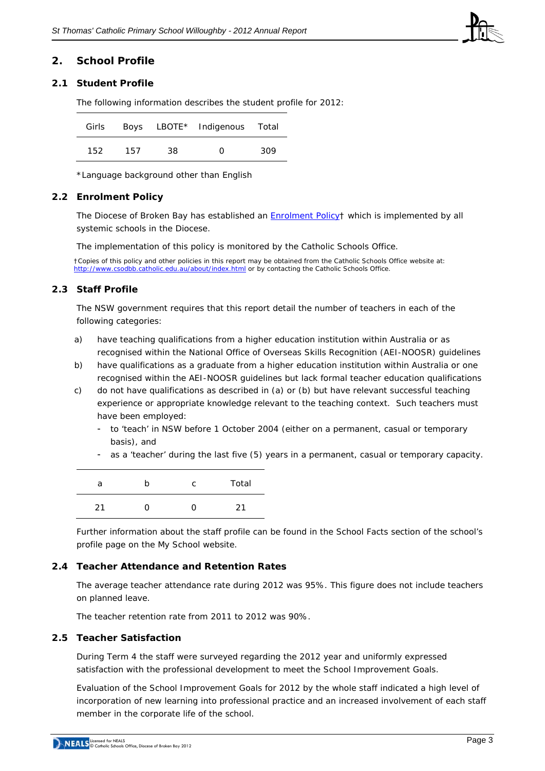## 2. School Profile

### 2.1 Student Profile

The following information describes the student profile for 2012:

| Girls | Boys | LBOTE* | Indigenous | Total |
|---|---|---|---|---|
| 152 | 157 | 38 | 0 | 309 |

*Language background other than English

### 2.2 Enrolment Policy

The Diocese of Broken Bay has established an [Enrolment Policy](http://www.csodbb.catholic.edu.au/about/index.html)† which is implemented by all systemic schools in the Diocese.

The implementation of this policy is monitored by the Catholic Schools Office.

†Copies of this policy and other policies in this report may be obtained from the Catholic Schools Office website at: http://www.csodbb.catholic.edu.au/about/index.html or by contacting the Catholic Schools Office.

### 2.3 Staff Profile

The NSW government requires that this report detail the number of teachers in each of the following categories:

a) have teaching qualifications from a higher education institution within Australia or as recognised within the National Office of Overseas Skills Recognition (AEI-NOOSR) guidelines
b) have qualifications as a graduate from a higher education institution within Australia or one recognised within the AEI-NOOSR guidelines but lack formal teacher education qualifications
c) do not have qualifications as described in (a) or (b) but have relevant successful teaching experience or appropriate knowledge relevant to the teaching context. Such teachers must have been employed:
   - to 'teach' in NSW before 1 October 2004 (either on a permanent, casual or temporary basis), and
   - as a 'teacher' during the last five (5) years in a permanent, casual or temporary capacity.

| a | b | c | Total |
|---|---|---|---|
| 21 | 0 | 0 | 21 |

Further information about the staff profile can be found in the School Facts section of the school's profile page on the My School website.

### 2.4 Teacher Attendance and Retention Rates

The average teacher attendance rate during 2012 was 95%. This figure does not include teachers on planned leave.

The teacher retention rate from 2011 to 2012 was 90%.

### 2.5 Teacher Satisfaction

During Term 4 the staff were surveyed regarding the 2012 year and uniformly expressed satisfaction with the professional development to meet the School Improvement Goals.

Evaluation of the School Improvement Goals for 2012 by the whole staff indicated a high level of incorporation of new learning into professional practice and an increased involvement of each staff member in the corporate life of the school.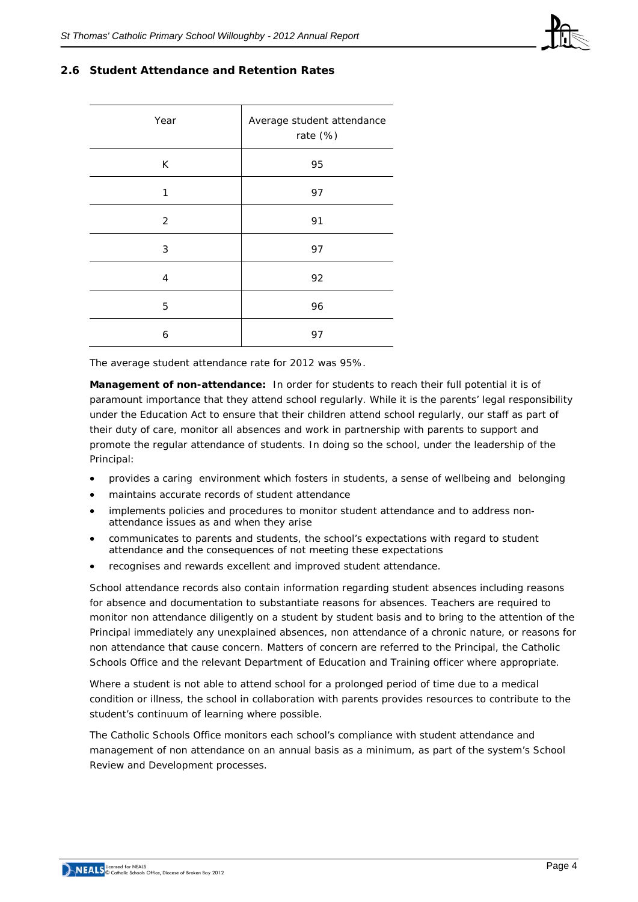## 2.6 Student Attendance and Retention Rates

| Year | Average student attendance rate (%) |
|---|---|
| K | 95 |
| 1 | 97 |
| 2 | 91 |
| 3 | 97 |
| 4 | 92 |
| 5 | 96 |
| 6 | 97 |

The average student attendance rate for 2012 was 95%.

**Management of non-attendance:** In order for students to reach their full potential it is of paramount importance that they attend school regularly. While it is the parents' legal responsibility under the Education Act to ensure that their children attend school regularly, our staff as part of their duty of care, monitor all absences and work in partnership with parents to support and promote the regular attendance of students. In doing so the school, under the leadership of the Principal:

- provides a caring environment which fosters in students, a sense of wellbeing and belonging
- maintains accurate records of student attendance
- implements policies and procedures to monitor student attendance and to address non-attendance issues as and when they arise
- communicates to parents and students, the school's expectations with regard to student attendance and the consequences of not meeting these expectations
- recognises and rewards excellent and improved student attendance.

School attendance records also contain information regarding student absences including reasons for absence and documentation to substantiate reasons for absences. Teachers are required to monitor non attendance diligently on a student by student basis and to bring to the attention of the Principal immediately any unexplained absences, non attendance of a chronic nature, or reasons for non attendance that cause concern. Matters of concern are referred to the Principal, the Catholic Schools Office and the relevant Department of Education and Training officer where appropriate.

Where a student is not able to attend school for a prolonged period of time due to a medical condition or illness, the school in collaboration with parents provides resources to contribute to the student's continuum of learning where possible.

The Catholic Schools Office monitors each school's compliance with student attendance and management of non attendance on an annual basis as a minimum, as part of the system's School Review and Development processes.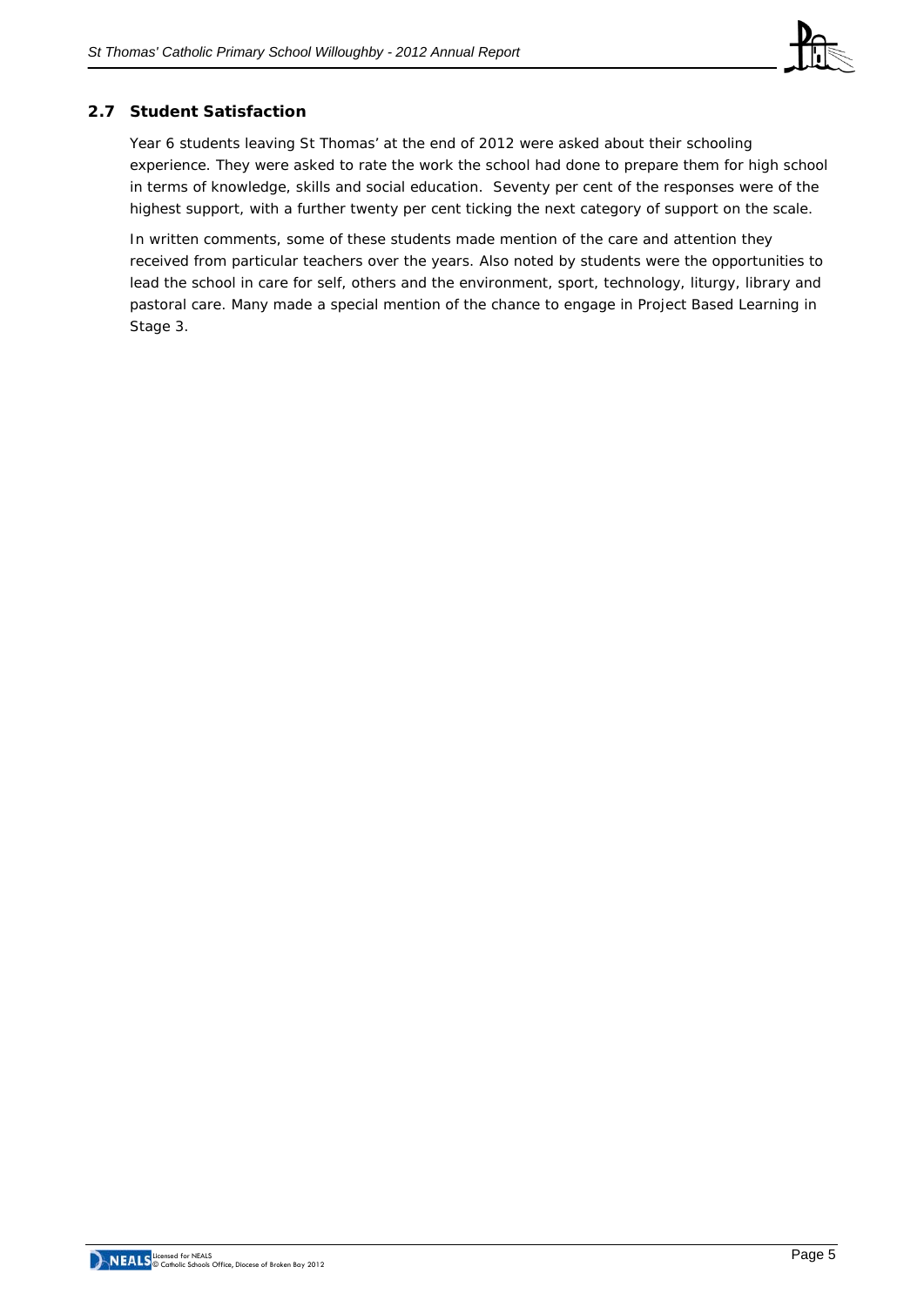## 2.7 Student Satisfaction

Year 6 students leaving St Thomas' at the end of 2012 were asked about their schooling experience. They were asked to rate the work the school had done to prepare them for high school in terms of knowledge, skills and social education. Seventy per cent of the responses were of the highest support, with a further twenty per cent ticking the next category of support on the scale.

In written comments, some of these students made mention of the care and attention they received from particular teachers over the years. Also noted by students were the opportunities to lead the school in care for self, others and the environment, sport, technology, liturgy, library and pastoral care. Many made a special mention of the chance to engage in Project Based Learning in Stage 3.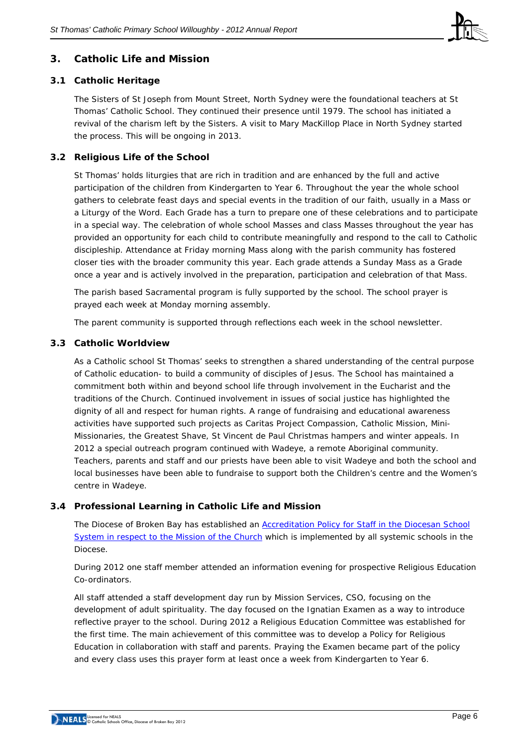## 3. Catholic Life and Mission

### 3.1 Catholic Heritage

The Sisters of St Joseph from Mount Street, North Sydney were the foundational teachers at St Thomas' Catholic School. They continued their presence until 1979. The school has initiated a revival of the charism left by the Sisters. A visit to Mary MacKillop Place in North Sydney started the process. This will be ongoing in 2013.

### 3.2 Religious Life of the School

St Thomas' holds liturgies that are rich in tradition and are enhanced by the full and active participation of the children from Kindergarten to Year 6. Throughout the year the whole school gathers to celebrate feast days and special events in the tradition of our faith, usually in a Mass or a Liturgy of the Word. Each Grade has a turn to prepare one of these celebrations and to participate in a special way. The celebration of whole school Masses and class Masses throughout the year has provided an opportunity for each child to contribute meaningfully and respond to the call to Catholic discipleship. Attendance at Friday morning Mass along with the parish community has fostered closer ties with the broader community this year. Each grade attends a Sunday Mass as a Grade once a year and is actively involved in the preparation, participation and celebration of that Mass.

The parish based Sacramental program is fully supported by the school. The school prayer is prayed each week at Monday morning assembly.

The parent community is supported through reflections each week in the school newsletter.

### 3.3 Catholic Worldview

As a Catholic school St Thomas' seeks to strengthen a shared understanding of the central purpose of Catholic education- to build a community of disciples of Jesus. The School has maintained a commitment both within and beyond school life through involvement in the Eucharist and the traditions of the Church. Continued involvement in issues of social justice has highlighted the dignity of all and respect for human rights. A range of fundraising and educational awareness activities have supported such projects as Caritas Project Compassion, Catholic Mission, Mini-Missionaries, the Greatest Shave, St Vincent de Paul Christmas hampers and winter appeals. In 2012 a special outreach program continued with Wadeye, a remote Aboriginal community. Teachers, parents and staff and our priests have been able to visit Wadeye and both the school and local businesses have been able to fundraise to support both the Children's centre and the Women's centre in Wadeye.

### 3.4 Professional Learning in Catholic Life and Mission

The Diocese of Broken Bay has established an Accreditation Policy for Staff in the Diocesan School System in respect to the Mission of the Church which is implemented by all systemic schools in the Diocese.

During 2012 one staff member attended an information evening for prospective Religious Education Co-ordinators.

All staff attended a staff development day run by Mission Services, CSO, focusing on the development of adult spirituality. The day focused on the Ignatian Examen as a way to introduce reflective prayer to the school. During 2012 a Religious Education Committee was established for the first time. The main achievement of this committee was to develop a Policy for Religious Education in collaboration with staff and parents. Praying the Examen became part of the policy and every class uses this prayer form at least once a week from Kindergarten to Year 6.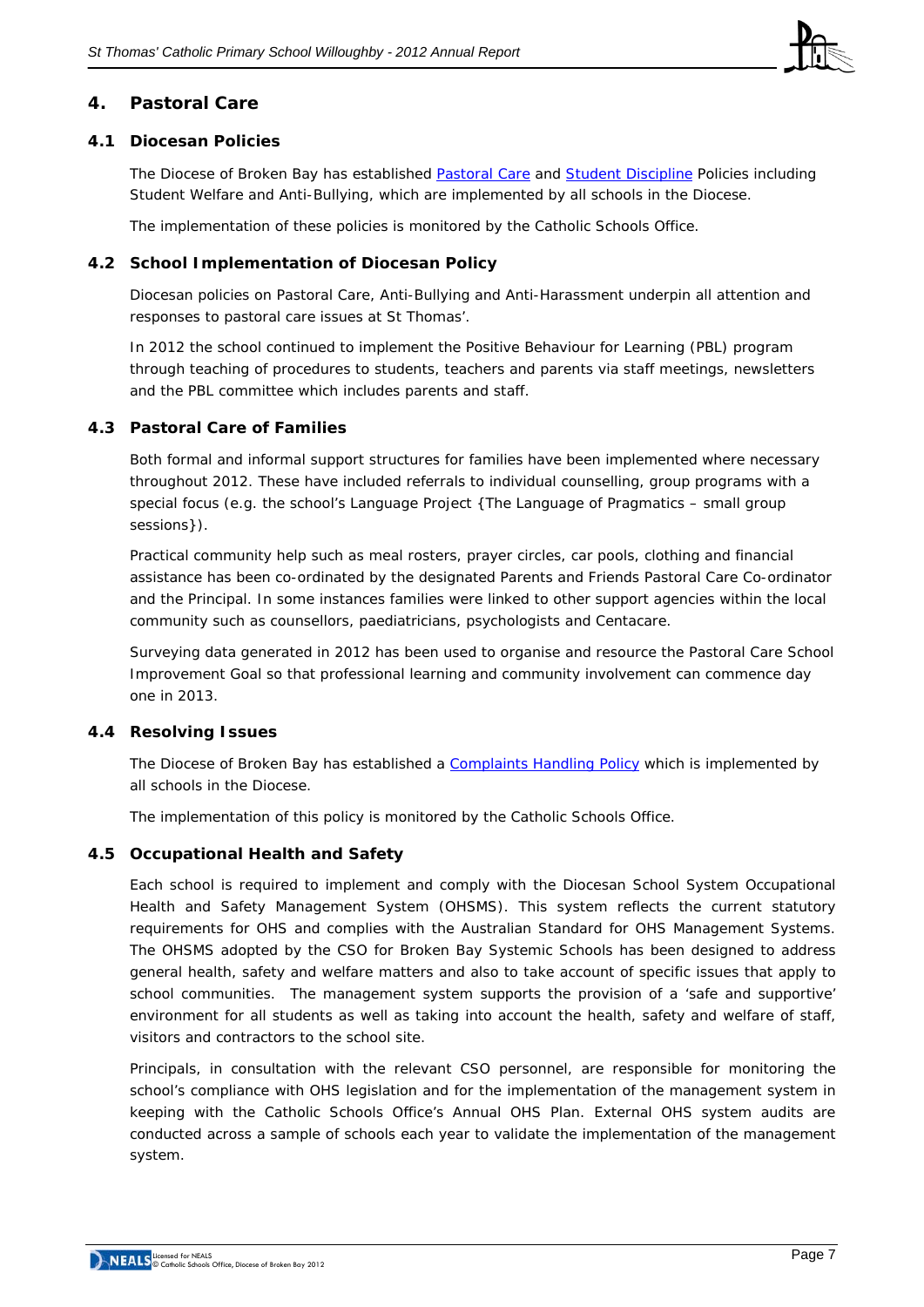## 4. Pastoral Care

### 4.1 Diocesan Policies

The Diocese of Broken Bay has established Pastoral Care and Student Discipline Policies including Student Welfare and Anti-Bullying, which are implemented by all schools in the Diocese.

The implementation of these policies is monitored by the Catholic Schools Office.

### 4.2 School Implementation of Diocesan Policy

Diocesan policies on Pastoral Care, Anti-Bullying and Anti-Harassment underpin all attention and responses to pastoral care issues at St Thomas'.

In 2012 the school continued to implement the Positive Behaviour for Learning (PBL) program through teaching of procedures to students, teachers and parents via staff meetings, newsletters and the PBL committee which includes parents and staff.

### 4.3 Pastoral Care of Families

Both formal and informal support structures for families have been implemented where necessary throughout 2012. These have included referrals to individual counselling, group programs with a special focus (e.g. the school's Language Project {The Language of Pragmatics – small group sessions}).

Practical community help such as meal rosters, prayer circles, car pools, clothing and financial assistance has been co-ordinated by the designated Parents and Friends Pastoral Care Co-ordinator and the Principal. In some instances families were linked to other support agencies within the local community such as counsellors, paediatricians, psychologists and Centacare.

Surveying data generated in 2012 has been used to organise and resource the Pastoral Care School Improvement Goal so that professional learning and community involvement can commence day one in 2013.

### 4.4 Resolving Issues

The Diocese of Broken Bay has established a Complaints Handling Policy which is implemented by all schools in the Diocese.

The implementation of this policy is monitored by the Catholic Schools Office.

### 4.5 Occupational Health and Safety

Each school is required to implement and comply with the Diocesan School System Occupational Health and Safety Management System (OHSMS). This system reflects the current statutory requirements for OHS and complies with the Australian Standard for OHS Management Systems. The OHSMS adopted by the CSO for Broken Bay Systemic Schools has been designed to address general health, safety and welfare matters and also to take account of specific issues that apply to school communities. The management system supports the provision of a 'safe and supportive' environment for all students as well as taking into account the health, safety and welfare of staff, visitors and contractors to the school site.

Principals, in consultation with the relevant CSO personnel, are responsible for monitoring the school's compliance with OHS legislation and for the implementation of the management system in keeping with the Catholic Schools Office's Annual OHS Plan. External OHS system audits are conducted across a sample of schools each year to validate the implementation of the management system.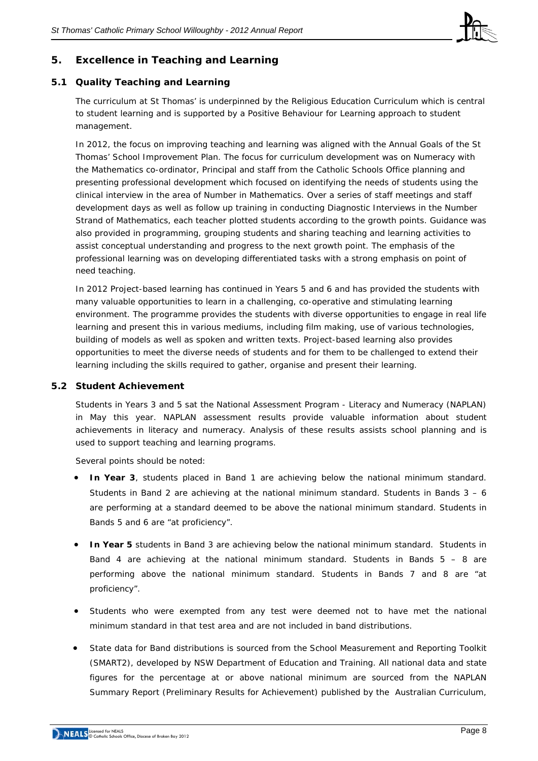## 5. Excellence in Teaching and Learning

### 5.1 Quality Teaching and Learning

The curriculum at St Thomas' is underpinned by the Religious Education Curriculum which is central to student learning and is supported by a Positive Behaviour for Learning approach to student management.

In 2012, the focus on improving teaching and learning was aligned with the Annual Goals of the St Thomas' School Improvement Plan. The focus for curriculum development was on Numeracy with the Mathematics co-ordinator, Principal and staff from the Catholic Schools Office planning and presenting professional development which focused on identifying the needs of students using the clinical interview in the area of Number in Mathematics. Over a series of staff meetings and staff development days as well as follow up training in conducting Diagnostic Interviews in the Number Strand of Mathematics, each teacher plotted students according to the growth points. Guidance was also provided in programming, grouping students and sharing teaching and learning activities to assist conceptual understanding and progress to the next growth point. The emphasis of the professional learning was on developing differentiated tasks with a strong emphasis on point of need teaching.

In 2012 Project-based learning has continued in Years 5 and 6 and has provided the students with many valuable opportunities to learn in a challenging, co-operative and stimulating learning environment. The programme provides the students with diverse opportunities to engage in real life learning and present this in various mediums, including film making, use of various technologies, building of models as well as spoken and written texts. Project-based learning also provides opportunities to meet the diverse needs of students and for them to be challenged to extend their learning including the skills required to gather, organise and present their learning.

### 5.2 Student Achievement

Students in Years 3 and 5 sat the National Assessment Program - Literacy and Numeracy (NAPLAN) in May this year. NAPLAN assessment results provide valuable information about student achievements in literacy and numeracy. Analysis of these results assists school planning and is used to support teaching and learning programs.

Several points should be noted:

- **In Year 3**, students placed in Band 1 are achieving below the national minimum standard. Students in Band 2 are achieving at the national minimum standard. Students in Bands 3 – 6 are performing at a standard deemed to be above the national minimum standard. Students in Bands 5 and 6 are "at proficiency".
- **In Year 5** students in Band 3 are achieving below the national minimum standard. Students in Band 4 are achieving at the national minimum standard. Students in Bands 5 – 8 are performing above the national minimum standard. Students in Bands 7 and 8 are "at proficiency".
- Students who were exempted from any test were deemed not to have met the national minimum standard in that test area and are not included in band distributions.
- State data for Band distributions is sourced from the School Measurement and Reporting Toolkit (SMART2), developed by NSW Department of Education and Training. All national data and state figures for the percentage at or above national minimum are sourced from the NAPLAN Summary Report (Preliminary Results for Achievement) published by the Australian Curriculum,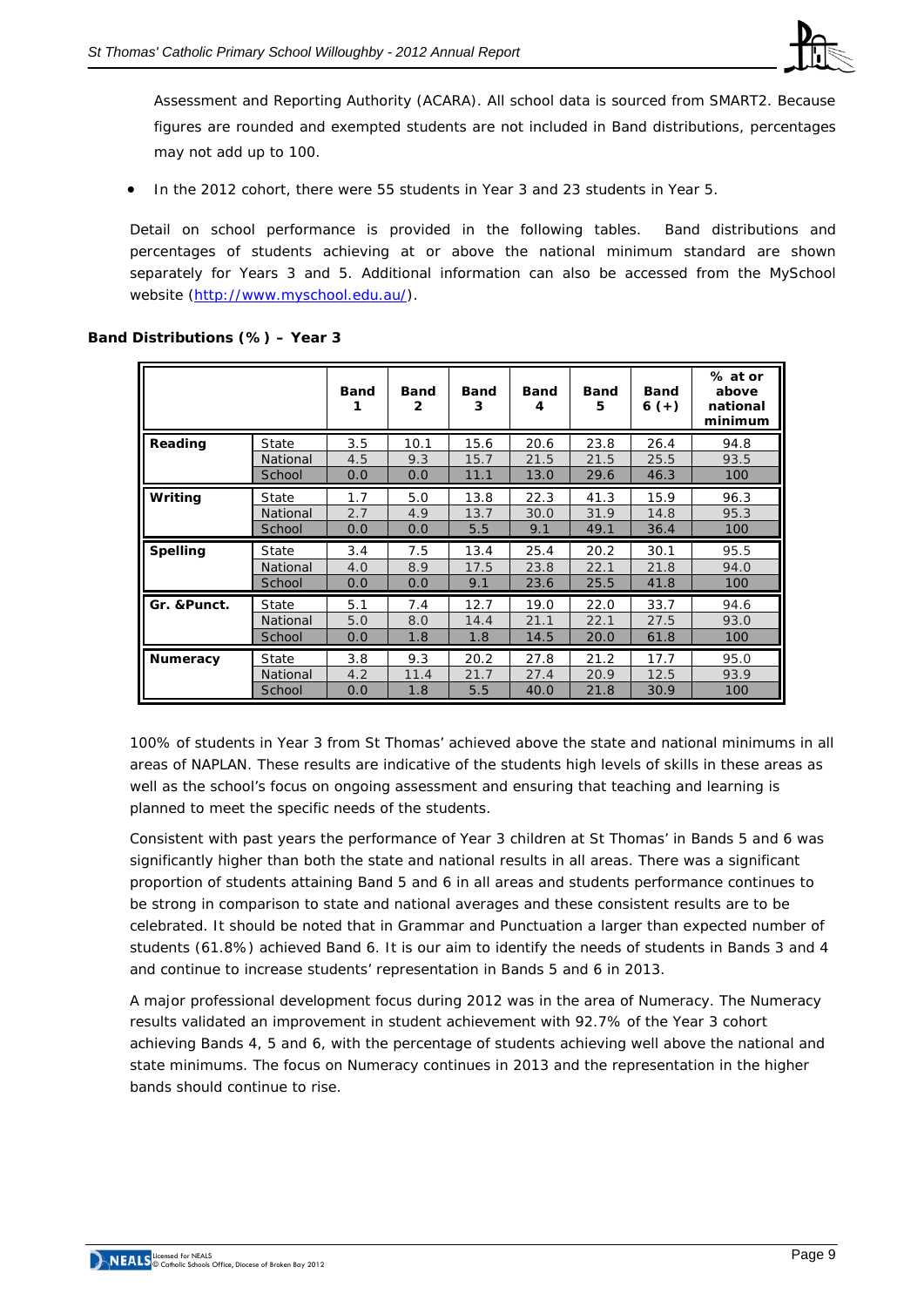Assessment and Reporting Authority (ACARA). All school data is sourced from SMART2. Because figures are rounded and exempted students are not included in Band distributions, percentages may not add up to 100.

- In the 2012 cohort, there were 55 students in Year 3 and 23 students in Year 5.

Detail on school performance is provided in the following tables. Band distributions and percentages of students achieving at or above the national minimum standard are shown separately for Years 3 and 5. Additional information can also be accessed from the MySchool website (http://www.myschool.edu.au/).

**Band Distributions (%) – Year 3**

| | | Band 1 | Band 2 | Band 3 | Band 4 | Band 5 | Band 6 (+) | % at or above national minimum |
|---|---|---|---|---|---|---|---|---|
| **Reading** | State | 3.5 | 10.1 | 15.6 | 20.6 | 23.8 | 26.4 | 94.8 |
| | National | 4.5 | 9.3 | 15.7 | 21.5 | 21.5 | 25.5 | 93.5 |
| | School | 0.0 | 0.0 | 11.1 | 13.0 | 29.6 | 46.3 | 100 |
| **Writing** | State | 1.7 | 5.0 | 13.8 | 22.3 | 41.3 | 15.9 | 96.3 |
| | National | 2.7 | 4.9 | 13.7 | 30.0 | 31.9 | 14.8 | 95.3 |
| | School | 0.0 | 0.0 | 5.5 | 9.1 | 49.1 | 36.4 | 100 |
| **Spelling** | State | 3.4 | 7.5 | 13.4 | 25.4 | 20.2 | 30.1 | 95.5 |
| | National | 4.0 | 8.9 | 17.5 | 23.8 | 22.1 | 21.8 | 94.0 |
| | School | 0.0 | 0.0 | 9.1 | 23.6 | 25.5 | 41.8 | 100 |
| **Gr. &Punct.** | State | 5.1 | 7.4 | 12.7 | 19.0 | 22.0 | 33.7 | 94.6 |
| | National | 5.0 | 8.0 | 14.4 | 21.1 | 22.1 | 27.5 | 93.0 |
| | School | 0.0 | 1.8 | 1.8 | 14.5 | 20.0 | 61.8 | 100 |
| **Numeracy** | State | 3.8 | 9.3 | 20.2 | 27.8 | 21.2 | 17.7 | 95.0 |
| | National | 4.2 | 11.4 | 21.7 | 27.4 | 20.9 | 12.5 | 93.9 |
| | School | 0.0 | 1.8 | 5.5 | 40.0 | 21.8 | 30.9 | 100 |

100% of students in Year 3 from St Thomas' achieved above the state and national minimums in all areas of NAPLAN. These results are indicative of the students high levels of skills in these areas as well as the school's focus on ongoing assessment and ensuring that teaching and learning is planned to meet the specific needs of the students.

Consistent with past years the performance of Year 3 children at St Thomas' in Bands 5 and 6 was significantly higher than both the state and national results in all areas. There was a significant proportion of students attaining Band 5 and 6 in all areas and students performance continues to be strong in comparison to state and national averages and these consistent results are to be celebrated. It should be noted that in Grammar and Punctuation a larger than expected number of students (61.8%) achieved Band 6. It is our aim to identify the needs of students in Bands 3 and 4 and continue to increase students' representation in Bands 5 and 6 in 2013.

A major professional development focus during 2012 was in the area of Numeracy. The Numeracy results validated an improvement in student achievement with 92.7% of the Year 3 cohort achieving Bands 4, 5 and 6, with the percentage of students achieving well above the national and state minimums. The focus on Numeracy continues in 2013 and the representation in the higher bands should continue to rise.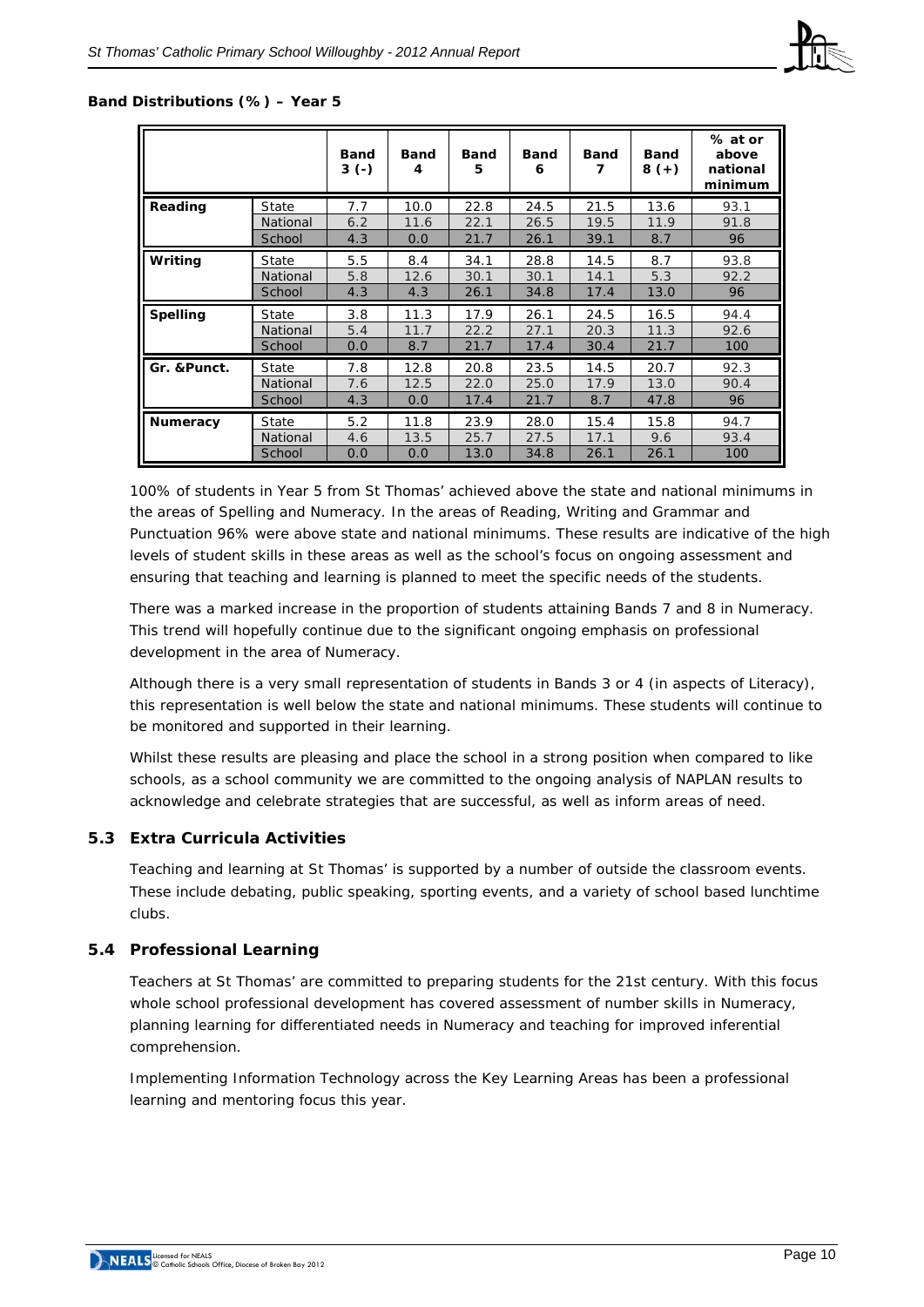**Band Distributions (%) – Year 5**

| | | Band 3 (-) | Band 4 | Band 5 | Band 6 | Band 7 | Band 8 (+) | % at or above national minimum |
|---|---|---|---|---|---|---|---|---|
| **Reading** | State | 7.7 | 10.0 | 22.8 | 24.5 | 21.5 | 13.6 | 93.1 |
| | National | 6.2 | 11.6 | 22.1 | 26.5 | 19.5 | 11.9 | 91.8 |
| | School | 4.3 | 0.0 | 21.7 | 26.1 | 39.1 | 8.7 | 96 |
| **Writing** | State | 5.5 | 8.4 | 34.1 | 28.8 | 14.5 | 8.7 | 93.8 |
| | National | 5.8 | 12.6 | 30.1 | 30.1 | 14.1 | 5.3 | 92.2 |
| | School | 4.3 | 4.3 | 26.1 | 34.8 | 17.4 | 13.0 | 96 |
| **Spelling** | State | 3.8 | 11.3 | 17.9 | 26.1 | 24.5 | 16.5 | 94.4 |
| | National | 5.4 | 11.7 | 22.2 | 27.1 | 20.3 | 11.3 | 92.6 |
| | School | 0.0 | 8.7 | 21.7 | 17.4 | 30.4 | 21.7 | 100 |
| **Gr. &Punct.** | State | 7.8 | 12.8 | 20.8 | 23.5 | 14.5 | 20.7 | 92.3 |
| | National | 7.6 | 12.5 | 22.0 | 25.0 | 17.9 | 13.0 | 90.4 |
| | School | 4.3 | 0.0 | 17.4 | 21.7 | 8.7 | 47.8 | 96 |
| **Numeracy** | State | 5.2 | 11.8 | 23.9 | 28.0 | 15.4 | 15.8 | 94.7 |
| | National | 4.6 | 13.5 | 25.7 | 27.5 | 17.1 | 9.6 | 93.4 |
| | School | 0.0 | 0.0 | 13.0 | 34.8 | 26.1 | 26.1 | 100 |

100% of students in Year 5 from St Thomas' achieved above the state and national minimums in the areas of Spelling and Numeracy. In the areas of Reading, Writing and Grammar and Punctuation 96% were above state and national minimums. These results are indicative of the high levels of student skills in these areas as well as the school's focus on ongoing assessment and ensuring that teaching and learning is planned to meet the specific needs of the students.

There was a marked increase in the proportion of students attaining Bands 7 and 8 in Numeracy. This trend will hopefully continue due to the significant ongoing emphasis on professional development in the area of Numeracy.

Although there is a very small representation of students in Bands 3 or 4 (in aspects of Literacy), this representation is well below the state and national minimums. These students will continue to be monitored and supported in their learning.

Whilst these results are pleasing and place the school in a strong position when compared to like schools, as a school community we are committed to the ongoing analysis of NAPLAN results to acknowledge and celebrate strategies that are successful, as well as inform areas of need.

### 5.3 Extra Curricula Activities

Teaching and learning at St Thomas' is supported by a number of outside the classroom events. These include debating, public speaking, sporting events, and a variety of school based lunchtime clubs.

### 5.4 Professional Learning

Teachers at St Thomas' are committed to preparing students for the 21st century. With this focus whole school professional development has covered assessment of number skills in Numeracy, planning learning for differentiated needs in Numeracy and teaching for improved inferential comprehension.

Implementing Information Technology across the Key Learning Areas has been a professional learning and mentoring focus this year.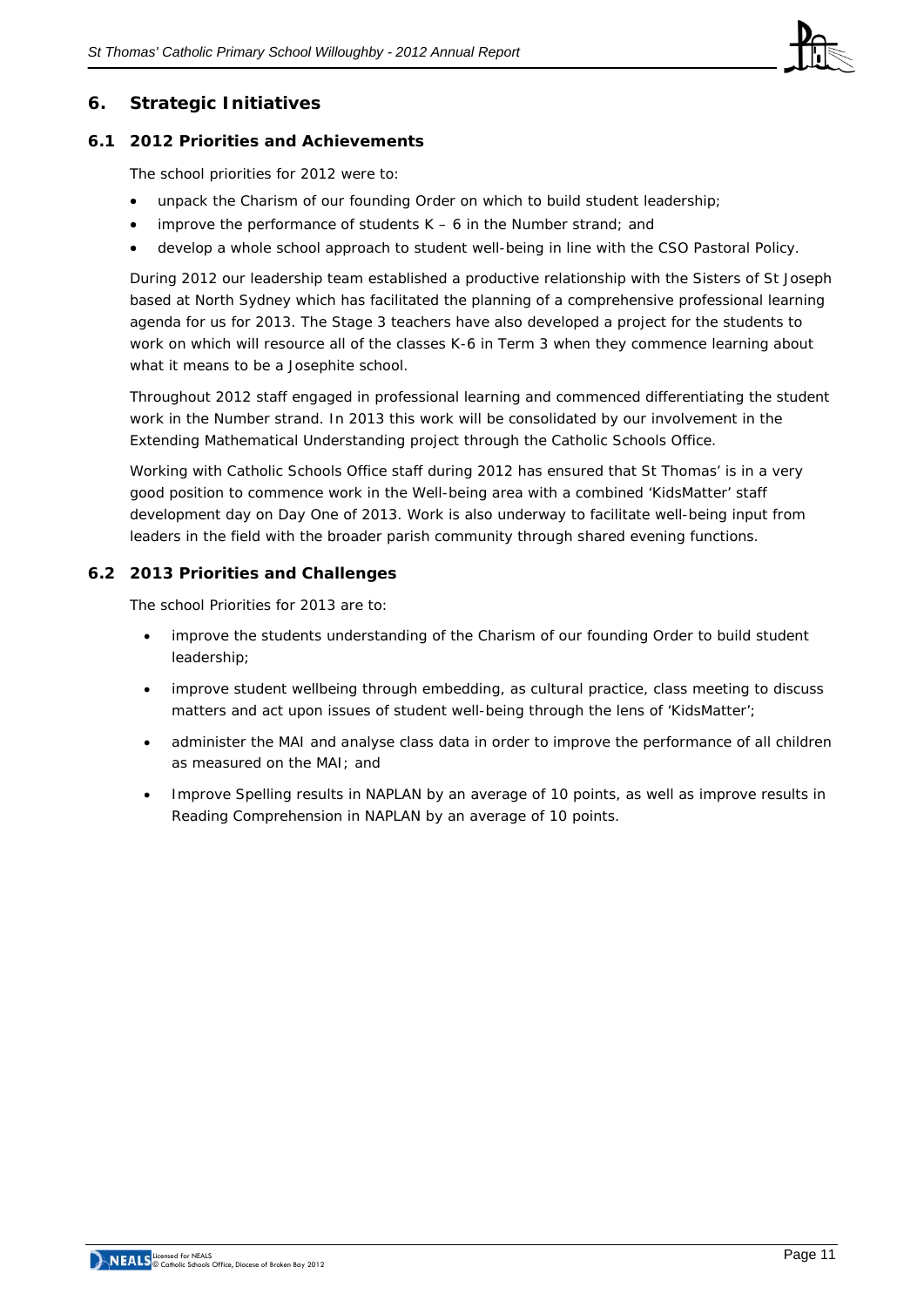# 6. Strategic Initiatives

## 6.1 2012 Priorities and Achievements

The school priorities for 2012 were to:

- unpack the Charism of our founding Order on which to build student leadership;
- improve the performance of students K – 6 in the Number strand; and
- develop a whole school approach to student well-being in line with the CSO Pastoral Policy.

During 2012 our leadership team established a productive relationship with the Sisters of St Joseph based at North Sydney which has facilitated the planning of a comprehensive professional learning agenda for us for 2013. The Stage 3 teachers have also developed a project for the students to work on which will resource all of the classes K-6 in Term 3 when they commence learning about what it means to be a Josephite school.

Throughout 2012 staff engaged in professional learning and commenced differentiating the student work in the Number strand. In 2013 this work will be consolidated by our involvement in the Extending Mathematical Understanding project through the Catholic Schools Office.

Working with Catholic Schools Office staff during 2012 has ensured that St Thomas' is in a very good position to commence work in the Well-being area with a combined 'KidsMatter' staff development day on Day One of 2013. Work is also underway to facilitate well-being input from leaders in the field with the broader parish community through shared evening functions.

## 6.2 2013 Priorities and Challenges

The school Priorities for 2013 are to:

- improve the students understanding of the Charism of our founding Order to build student leadership;
- improve student wellbeing through embedding, as cultural practice, class meeting to discuss matters and act upon issues of student well-being through the lens of 'KidsMatter';
- administer the MAI and analyse class data in order to improve the performance of all children as measured on the MAI; and
- Improve Spelling results in NAPLAN by an average of 10 points, as well as improve results in Reading Comprehension in NAPLAN by an average of 10 points.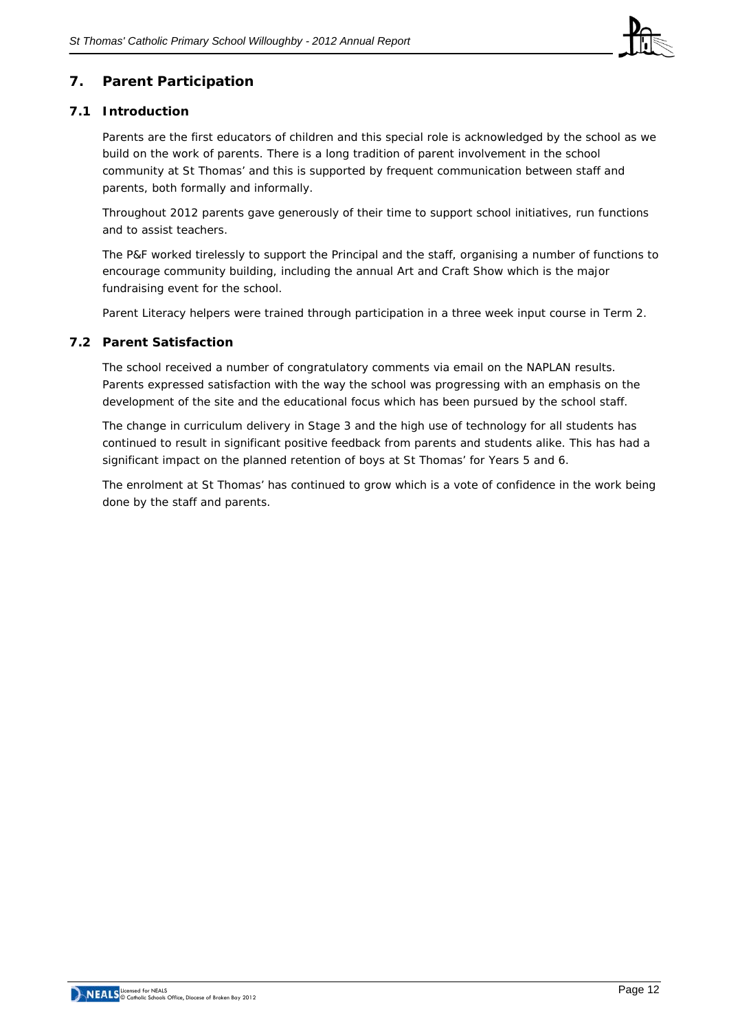## 7. Parent Participation

### 7.1 Introduction

Parents are the first educators of children and this special role is acknowledged by the school as we build on the work of parents. There is a long tradition of parent involvement in the school community at St Thomas' and this is supported by frequent communication between staff and parents, both formally and informally.

Throughout 2012 parents gave generously of their time to support school initiatives, run functions and to assist teachers.

The P&F worked tirelessly to support the Principal and the staff, organising a number of functions to encourage community building, including the annual Art and Craft Show which is the major fundraising event for the school.

Parent Literacy helpers were trained through participation in a three week input course in Term 2.

### 7.2 Parent Satisfaction

The school received a number of congratulatory comments via email on the NAPLAN results. Parents expressed satisfaction with the way the school was progressing with an emphasis on the development of the site and the educational focus which has been pursued by the school staff.

The change in curriculum delivery in Stage 3 and the high use of technology for all students has continued to result in significant positive feedback from parents and students alike. This has had a significant impact on the planned retention of boys at St Thomas' for Years 5 and 6.

The enrolment at St Thomas' has continued to grow which is a vote of confidence in the work being done by the staff and parents.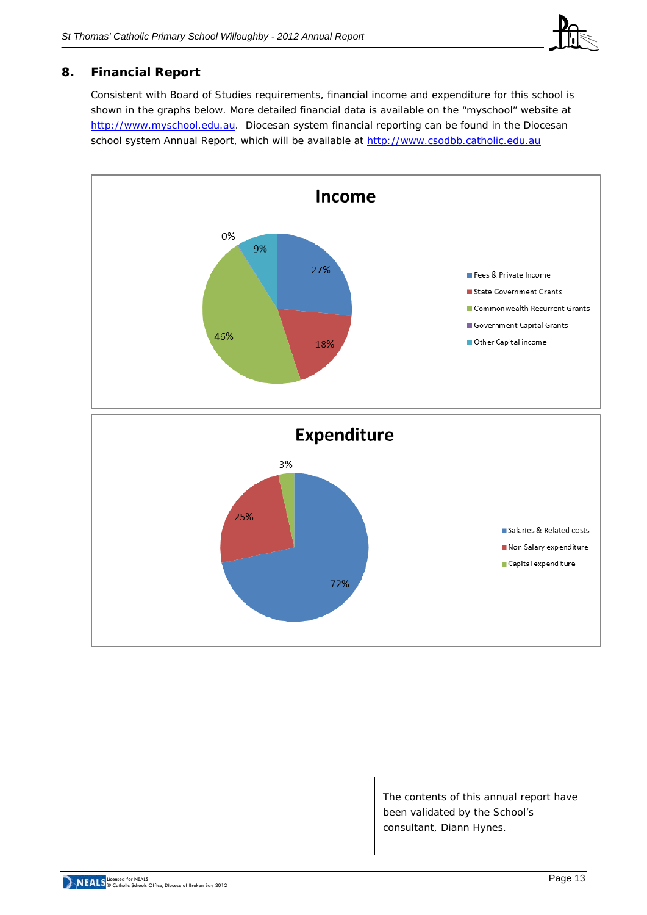## 8. Financial Report

Consistent with Board of Studies requirements, financial income and expenditure for this school is shown in the graphs below. More detailed financial data is available on the "myschool" website at http://www.myschool.edu.au. Diocesan system financial reporting can be found in the Diocesan school system Annual Report, which will be available at http://www.csodbb.catholic.edu.au

Income

0%
9%
27%
46%
18%

Fees & Private Income
State Government Grants
Commonwealth Recurrent Grants
Government Capital Grants
Other Capital income

Expenditure

3%
25%
72%

Salaries & Related costs
Non Salary expenditure
Capital expenditure

The contents of this annual report have been validated by the School's consultant, Diann Hynes.